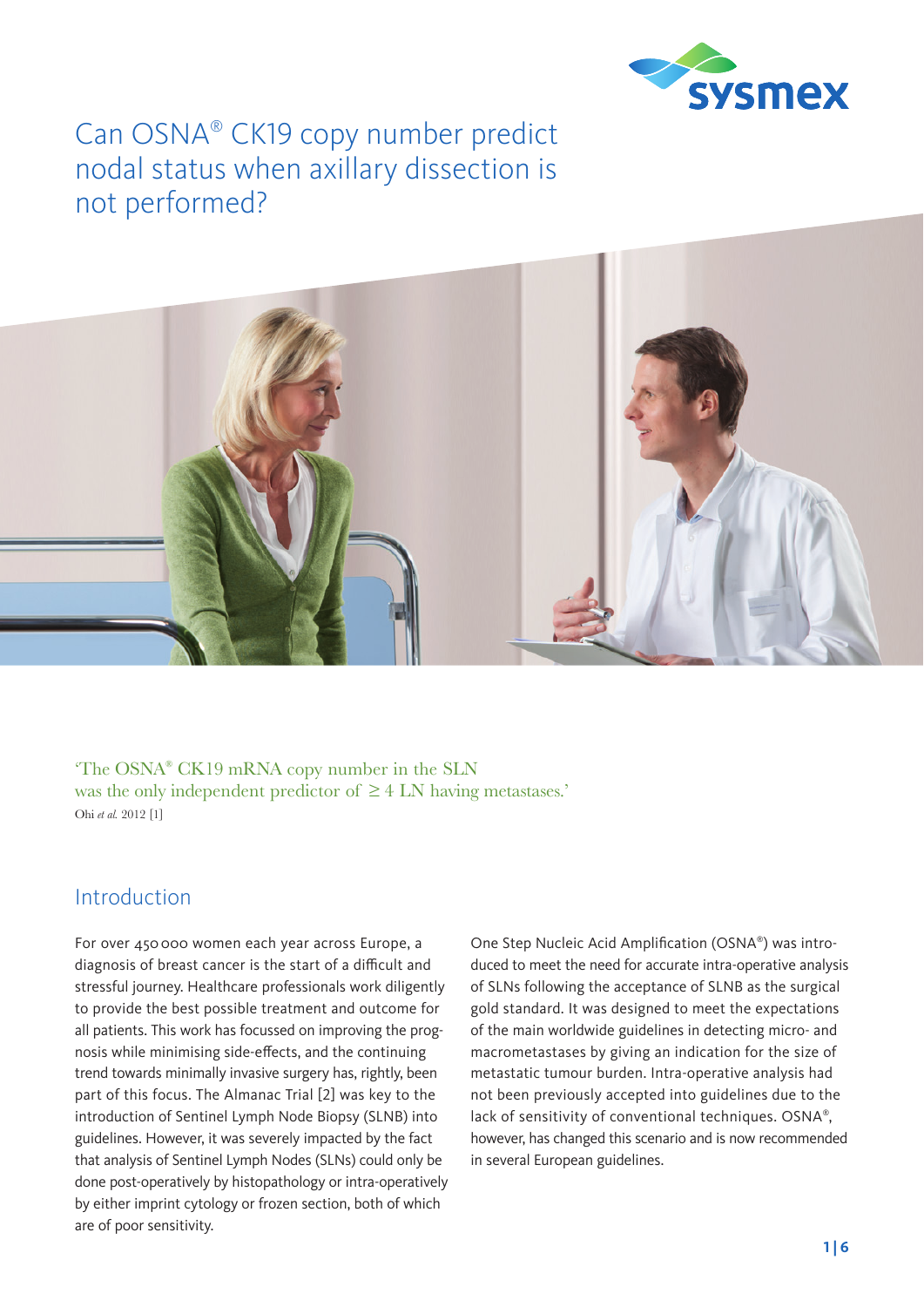# Can OSNA® CK19 copy number predict nodal status when axillary dissection is not performed?

'The OSNA® CK19 mRNA copy number in the SLN was the only independent predictor of ≥ 4 LN having metastases.'
Ohi *et al.* 2012 [1]

## Introduction

For over 450 000 women each year across Europe, a diagnosis of breast cancer is the start of a difficult and stressful journey. Healthcare professionals work diligently to provide the best possible treatment and outcome for all patients. This work has focussed on improving the prognosis while minimising side-effects, and the continuing trend towards minimally invasive surgery has, rightly, been part of this focus. The Almanac Trial [2] was key to the introduction of Sentinel Lymph Node Biopsy (SLNB) into guidelines. However, it was severely impacted by the fact that analysis of Sentinel Lymph Nodes (SLNs) could only be done post-operatively by histopathology or intra-operatively by either imprint cytology or frozen section, both of which are of poor sensitivity.

One Step Nucleic Acid Amplification (OSNA®) was introduced to meet the need for accurate intra-operative analysis of SLNs following the acceptance of SLNB as the surgical gold standard. It was designed to meet the expectations of the main worldwide guidelines in detecting micro- and macrometastases by giving an indication for the size of metastatic tumour burden. Intra-operative analysis had not been previously accepted into guidelines due to the lack of sensitivity of conventional techniques. OSNA®, however, has changed this scenario and is now recommended in several European guidelines.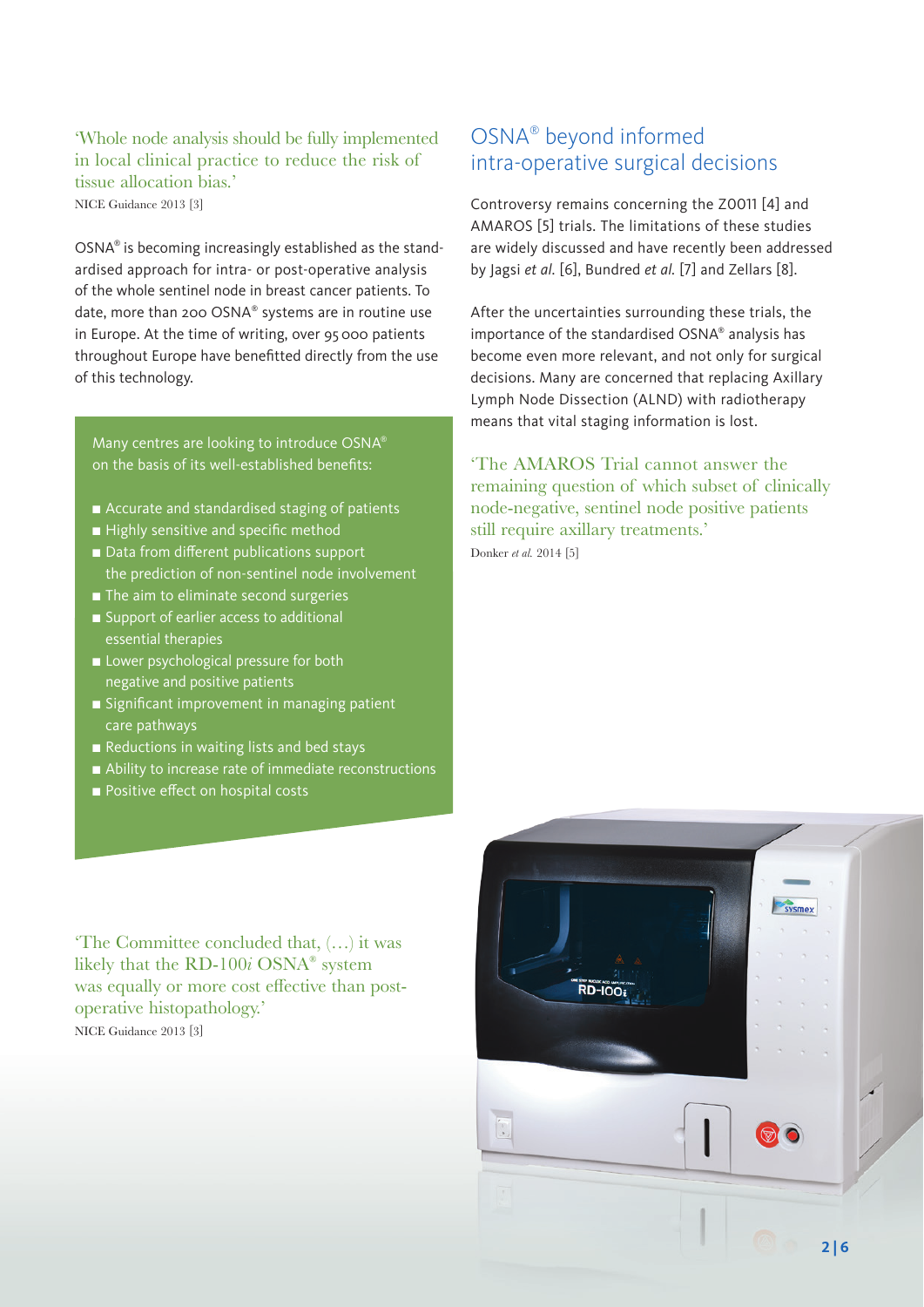> 'Whole node analysis should be fully implemented in local clinical practice to reduce the risk of tissue allocation bias.'
>
> NICE Guidance 2013 [3]

OSNA® is becoming increasingly established as the standardised approach for intra- or post-operative analysis of the whole sentinel node in breast cancer patients. To date, more than 200 OSNA® systems are in routine use in Europe. At the time of writing, over 95 000 patients throughout Europe have benefitted directly from the use of this technology.

Many centres are looking to introduce OSNA® on the basis of its well-established benefits:

- Accurate and standardised staging of patients
- Highly sensitive and specific method
- Data from different publications support the prediction of non-sentinel node involvement
- The aim to eliminate second surgeries
- Support of earlier access to additional essential therapies
- Lower psychological pressure for both negative and positive patients
- Significant improvement in managing patient care pathways
- Reductions in waiting lists and bed stays
- Ability to increase rate of immediate reconstructions
- Positive effect on hospital costs

> 'The Committee concluded that, (…) it was likely that the RD-100*i* OSNA® system was equally or more cost effective than post-operative histopathology.'
>
> NICE Guidance 2013 [3]

## OSNA® beyond informed intra-operative surgical decisions

Controversy remains concerning the Z0011 [4] and AMAROS [5] trials. The limitations of these studies are widely discussed and have recently been addressed by Jagsi *et al*. [6], Bundred *et al.* [7] and Zellars [8].

After the uncertainties surrounding these trials, the importance of the standardised OSNA® analysis has become even more relevant, and not only for surgical decisions. Many are concerned that replacing Axillary Lymph Node Dissection (ALND) with radiotherapy means that vital staging information is lost.

> 'The AMAROS Trial cannot answer the remaining question of which subset of clinically node-negative, sentinel node positive patients still require axillary treatments.'
>
> Donker *et al.* 2014 [5]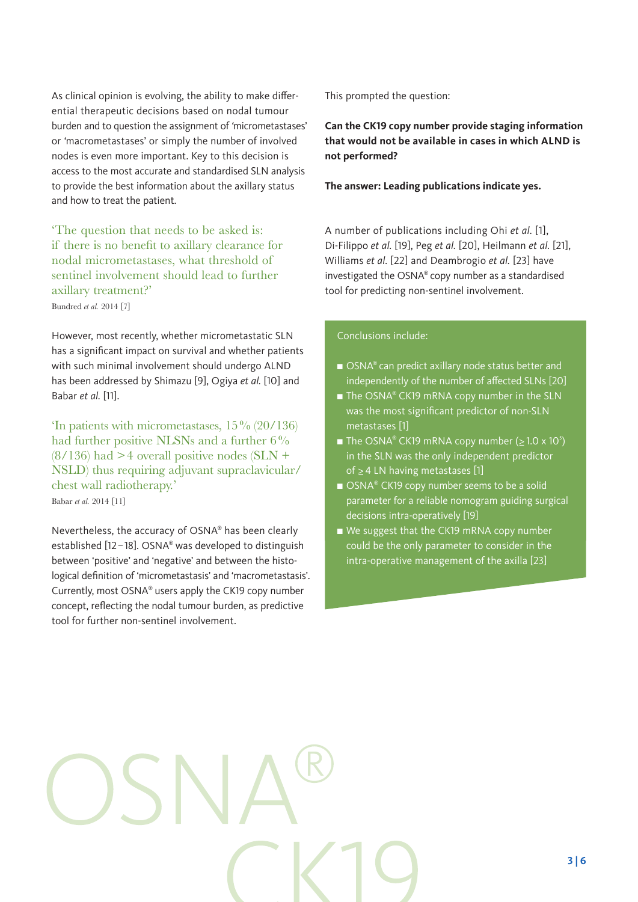As clinical opinion is evolving, the ability to make differential therapeutic decisions based on nodal tumour burden and to question the assignment of 'micrometastases' or 'macrometastases' or simply the number of involved nodes is even more important. Key to this decision is access to the most accurate and standardised SLN analysis to provide the best information about the axillary status and how to treat the patient.

> 'The question that needs to be asked is: if there is no benefit to axillary clearance for nodal micrometastases, what threshold of sentinel involvement should lead to further axillary treatment?'
>
> Bundred *et al.* 2014 [7]

However, most recently, whether micrometastatic SLN has a significant impact on survival and whether patients with such minimal involvement should undergo ALND has been addressed by Shimazu [9], Ogiya *et al.* [10] and Babar *et al.* [11].

> 'In patients with micrometastases, 15% (20/136) had further positive NLSNs and a further 6% (8/136) had >4 overall positive nodes (SLN + NSLD) thus requiring adjuvant supraclavicular/chest wall radiotherapy.'
>
> Babar *et al.* 2014 [11]

Nevertheless, the accuracy of OSNA® has been clearly established [12–18]. OSNA® was developed to distinguish between 'positive' and 'negative' and between the histological definition of 'micrometastasis' and 'macrometastasis'. Currently, most OSNA® users apply the CK19 copy number concept, reflecting the nodal tumour burden, as predictive tool for further non-sentinel involvement.

This prompted the question:

**Can the CK19 copy number provide staging information that would not be available in cases in which ALND is not performed?**

**The answer: Leading publications indicate yes.**

A number of publications including Ohi *et al.* [1], Di-Filippo *et al.* [19], Peg *et al.* [20], Heilmann *et al.* [21], Williams *et al.* [22] and Deambrogio *et al.* [23] have investigated the OSNA® copy number as a standardised tool for predicting non-sentinel involvement.

Conclusions include:

- OSNA® can predict axillary node status better and independently of the number of affected SLNs [20]
- The OSNA® CK19 mRNA copy number in the SLN was the most significant predictor of non-SLN metastases [1]
- The OSNA® CK19 mRNA copy number ($\geq 1.0 \times 10^5$) in the SLN was the only independent predictor of $\geq 4$ LN having metastases [1]
- OSNA® CK19 copy number seems to be a solid parameter for a reliable nomogram guiding surgical decisions intra-operatively [19]
- We suggest that the CK19 mRNA copy number could be the only parameter to consider in the intra-operative management of the axilla [23]

OSNA® CK19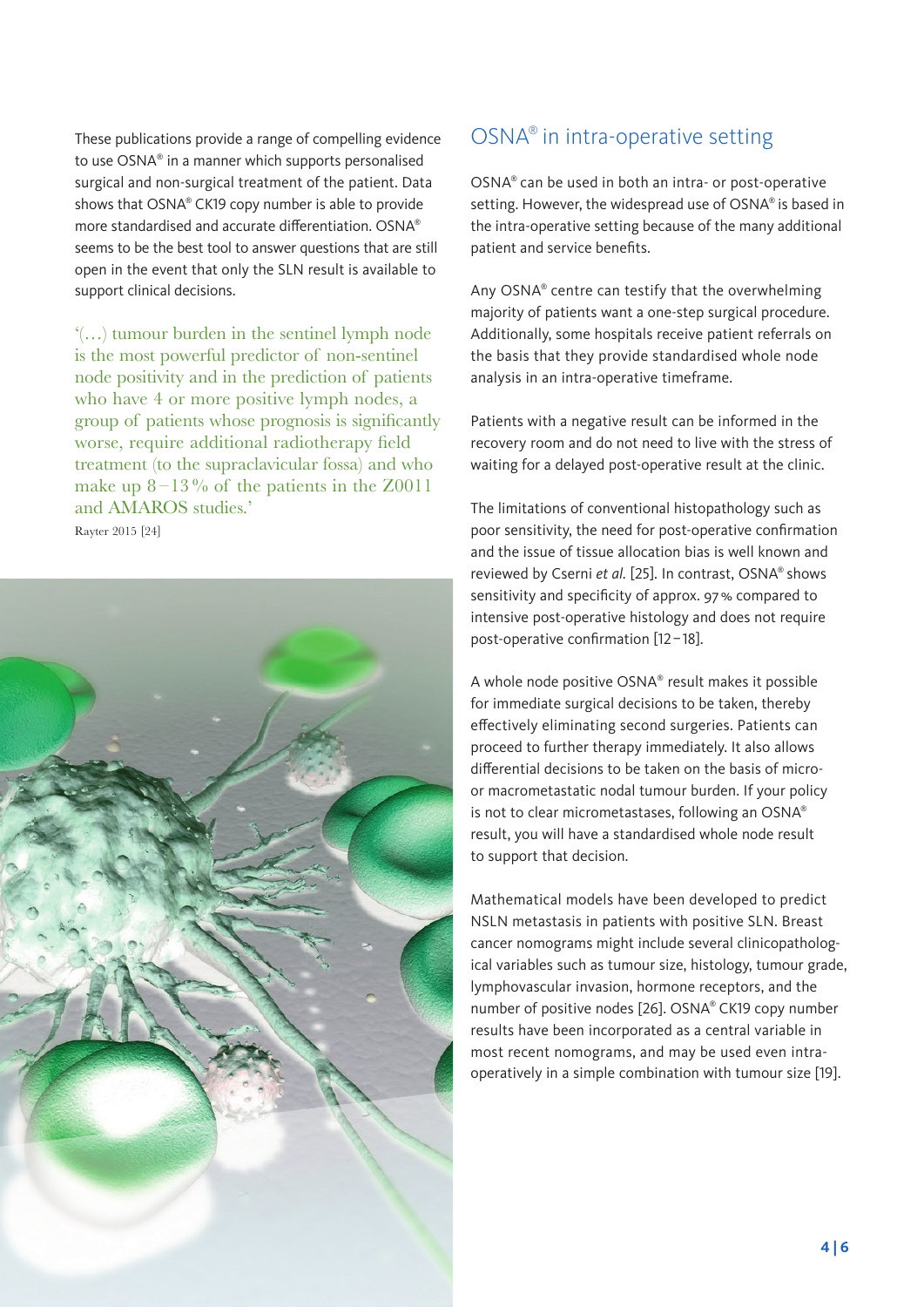These publications provide a range of compelling evidence to use OSNA® in a manner which supports personalised surgical and non-surgical treatment of the patient. Data shows that OSNA® CK19 copy number is able to provide more standardised and accurate differentiation. OSNA® seems to be the best tool to answer questions that are still open in the event that only the SLN result is available to support clinical decisions.

'(…) tumour burden in the sentinel lymph node is the most powerful predictor of non-sentinel node positivity and in the prediction of patients who have 4 or more positive lymph nodes, a group of patients whose prognosis is significantly worse, require additional radiotherapy field treatment (to the supraclavicular fossa) and who make up 8 – 13 % of the patients in the Z0011 and AMAROS studies.'

Rayter 2015 [24]

## OSNA® in intra-operative setting

OSNA® can be used in both an intra- or post-operative setting. However, the widespread use of OSNA® is based in the intra-operative setting because of the many additional patient and service benefits.

Any OSNA® centre can testify that the overwhelming majority of patients want a one-step surgical procedure. Additionally, some hospitals receive patient referrals on the basis that they provide standardised whole node analysis in an intra-operative timeframe.

Patients with a negative result can be informed in the recovery room and do not need to live with the stress of waiting for a delayed post-operative result at the clinic.

The limitations of conventional histopathology such as poor sensitivity, the need for post-operative confirmation and the issue of tissue allocation bias is well known and reviewed by Cserni *et al.* [25]. In contrast, OSNA® shows sensitivity and specificity of approx. 97 % compared to intensive post-operative histology and does not require post-operative confirmation [12 – 18].

A whole node positive OSNA® result makes it possible for immediate surgical decisions to be taken, thereby effectively eliminating second surgeries. Patients can proceed to further therapy immediately. It also allows differential decisions to be taken on the basis of micro- or macrometastatic nodal tumour burden. If your policy is not to clear micrometastases, following an OSNA® result, you will have a standardised whole node result to support that decision.

Mathematical models have been developed to predict NSLN metastasis in patients with positive SLN. Breast cancer nomograms might include several clinicopathological variables such as tumour size, histology, tumour grade, lymphovascular invasion, hormone receptors, and the number of positive nodes [26]. OSNA® CK19 copy number results have been incorporated as a central variable in most recent nomograms, and may be used even intra-operatively in a simple combination with tumour size [19].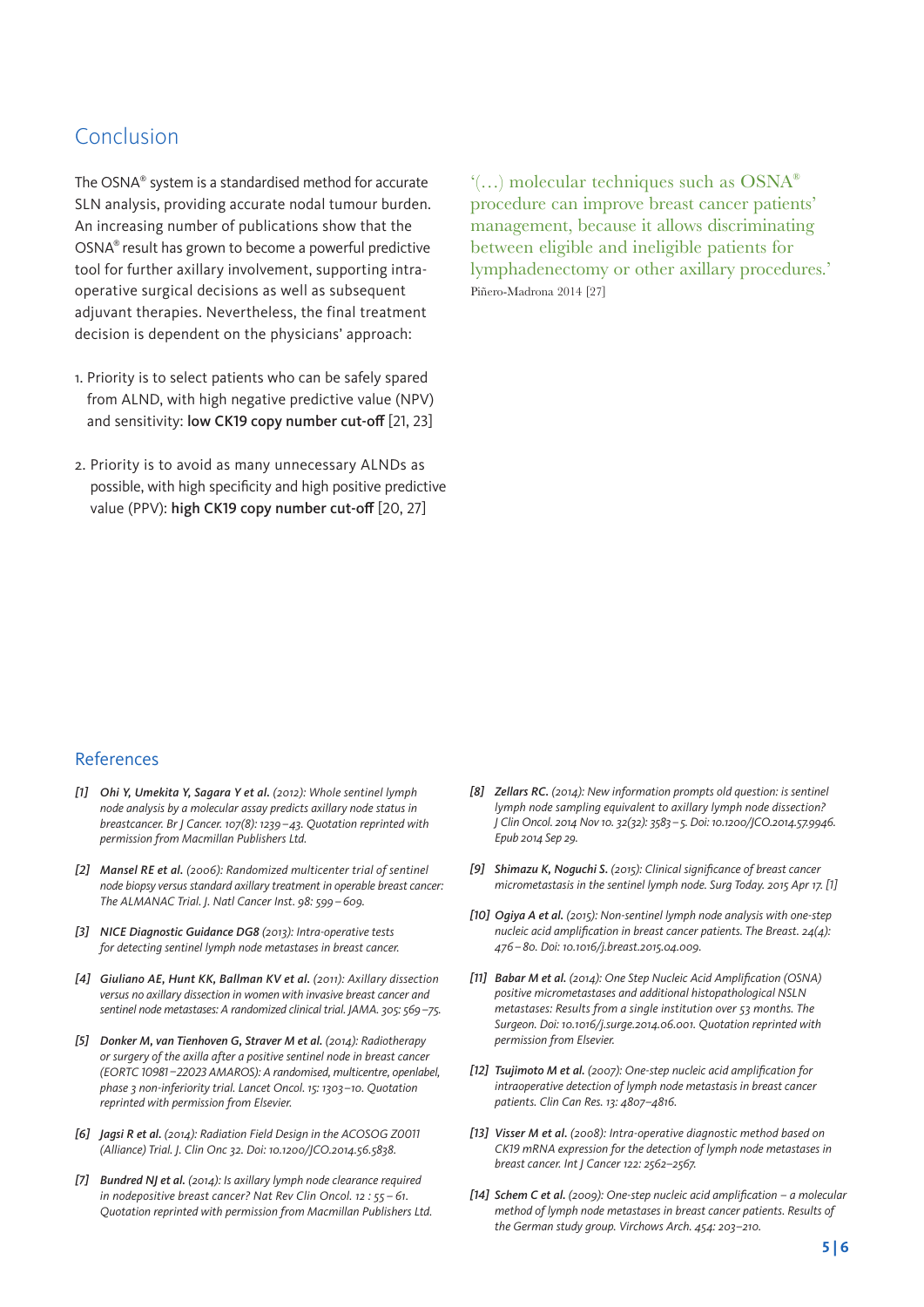## Conclusion

The OSNA® system is a standardised method for accurate SLN analysis, providing accurate nodal tumour burden. An increasing number of publications show that the OSNA® result has grown to become a powerful predictive tool for further axillary involvement, supporting intra-operative surgical decisions as well as subsequent adjuvant therapies. Nevertheless, the final treatment decision is dependent on the physicians' approach:

1. Priority is to select patients who can be safely spared from ALND, with high negative predictive value (NPV) and sensitivity: **low CK19 copy number cut-off** [21, 23]

2. Priority is to avoid as many unnecessary ALNDs as possible, with high specificity and high positive predictive value (PPV): **high CK19 copy number cut-off** [20, 27]

'(…) molecular techniques such as OSNA® procedure can improve breast cancer patients' management, because it allows discriminating between eligible and ineligible patients for lymphadenectomy or other axillary procedures.'
Piñero-Madrona 2014 [27]

## References

*[1]* ***Ohi Y, Umekita Y, Sagara Y et al.*** *(2012): Whole sentinel lymph node analysis by a molecular assay predicts axillary node status in breastcancer. Br J Cancer. 107(8): 1239 – 43. Quotation reprinted with permission from Macmillan Publishers Ltd.*

*[2]* ***Mansel RE et al.*** *(2006): Randomized multicenter trial of sentinel node biopsy versus standard axillary treatment in operable breast cancer: The ALMANAC Trial. J. Natl Cancer Inst. 98: 599 – 609.*

*[3]* ***NICE Diagnostic Guidance DG8*** *(2013): Intra-operative tests for detecting sentinel lymph node metastases in breast cancer.*

*[4]* ***Giuliano AE, Hunt KK, Ballman KV et al.*** *(2011): Axillary dissection versus no axillary dissection in women with invasive breast cancer and sentinel node metastases: A randomized clinical trial. JAMA. 305: 569 – 75.*

*[5]* ***Donker M, van Tienhoven G, Straver M et al.*** *(2014): Radiotherapy or surgery of the axilla after a positive sentinel node in breast cancer (EORTC 10981 – 22023 AMAROS): A randomised, multicentre, openlabel, phase 3 non-inferiority trial. Lancet Oncol. 15: 1303 – 10. Quotation reprinted with permission from Elsevier.*

*[6]* ***Jagsi R et al.*** *(2014): Radiation Field Design in the ACOSOG Z0011 (Alliance) Trial. J. Clin Onc 32. Doi: 10.1200/JCO.2014.56.5838.*

*[7]* ***Bundred NJ et al.*** *(2014): Is axillary lymph node clearance required in nodepositive breast cancer? Nat Rev Clin Oncol. 12 : 55 – 61. Quotation reprinted with permission from Macmillan Publishers Ltd.*

*[8]* ***Zellars RC.*** *(2014): New information prompts old question: is sentinel lymph node sampling equivalent to axillary lymph node dissection? J Clin Oncol. 2014 Nov 10. 32(32): 3583 – 5. Doi: 10.1200/JCO.2014.57.9946. Epub 2014 Sep 29.*

*[9]* ***Shimazu K, Noguchi S.*** *(2015): Clinical significance of breast cancer micrometastasis in the sentinel lymph node. Surg Today. 2015 Apr 17. [1]*

*[10]* ***Ogiya A et al.*** *(2015): Non-sentinel lymph node analysis with one-step nucleic acid amplification in breast cancer patients. The Breast. 24(4): 476 – 80. Doi: 10.1016/j.breast.2015.04.009.*

*[11]* ***Babar M et al.*** *(2014): One Step Nucleic Acid Amplification (OSNA) positive micrometastases and additional histopathological NSLN metastases: Results from a single institution over 53 months. The Surgeon. Doi: 10.1016/j.surge.2014.06.001. Quotation reprinted with permission from Elsevier.*

*[12]* ***Tsujimoto M et al.*** *(2007): One-step nucleic acid amplification for intraoperative detection of lymph node metastasis in breast cancer patients. Clin Can Res. 13: 4807–4816.*

*[13]* ***Visser M et al.*** *(2008): Intra-operative diagnostic method based on CK19 mRNA expression for the detection of lymph node metastases in breast cancer. Int J Cancer 122: 2562–2567.*

*[14]* ***Schem C et al.*** *(2009): One-step nucleic acid amplification – a molecular method of lymph node metastases in breast cancer patients. Results of the German study group. Virchows Arch. 454: 203–210.*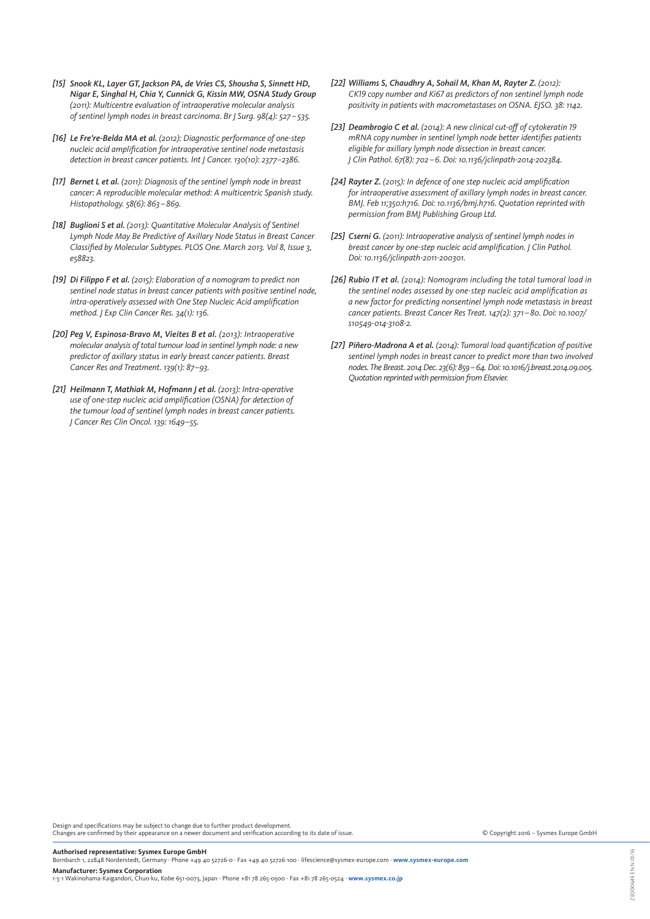*[15]* ***Snook KL, Layer GT, Jackson PA, de Vries CS, Shousha S, Sinnett HD, Nigar E, Singhal H, Chia Y, Cunnick G, Kissin MW, OSNA Study Group*** *(2011): Multicentre evaluation of intraoperative molecular analysis of sentinel lymph nodes in breast carcinoma. Br J Surg. 98(4): 527 – 535.*

*[16]* ***Le Fre're-Belda MA et al.*** *(2012): Diagnostic performance of one-step nucleic acid amplification for intraoperative sentinel node metastasis detection in breast cancer patients. Int J Cancer. 130(10): 2377–2386.*

*[17]* ***Bernet L et al.*** *(2011): Diagnosis of the sentinel lymph node in breast cancer: A reproducible molecular method: A multicentric Spanish study. Histopathology. 58(6): 863 – 869.*

*[18]* ***Buglioni S et al.*** *(2013): Quantitative Molecular Analysis of Sentinel Lymph Node May Be Predictive of Axillary Node Status in Breast Cancer Classified by Molecular Subtypes. PLOS One. March 2013. Vol 8, Issue 3, e58823.*

*[19]* ***Di Filippo F et al.*** *(2015): Elaboration of a nomogram to predict non sentinel node status in breast cancer patients with positive sentinel node, intra-operatively assessed with One Step Nucleic Acid amplification method. J Exp Clin Cancer Res. 34(1): 136.*

*[20]* ***Peg V, Espinosa-Bravo M, Vieites B et al.*** *(2013): Intraoperative molecular analysis of total tumour load in sentinel lymph node: a new predictor of axillary status in early breast cancer patients. Breast Cancer Res and Treatment. 139(1): 87–93.*

*[21]* ***Heilmann T, Mathiak M, Hofmann J et al.*** *(2013): Intra-operative use of one-step nucleic acid amplification (OSNA) for detection of the tumour load of sentinel lymph nodes in breast cancer patients. J Cancer Res Clin Oncol. 139: 1649–55.*

*[22]* ***Williams S, Chaudhry A, Sohail M, Khan M, Rayter Z.*** *(2012): CK19 copy number and Ki67 as predictors of non sentinel lymph node positivity in patients with macrometastases on OSNA. EJSO. 38: 1142.*

*[23]* ***Deambrogio C et al.*** *(2014): A new clinical cut-off of cytokeratin 19 mRNA copy number in sentinel lymph node better identifies patients eligible for axillary lymph node dissection in breast cancer. J Clin Pathol. 67(8): 702 – 6. Doi: 10.1136/jclinpath-2014-202384.*

*[24]* ***Rayter Z.*** *(2015): In defence of one step nucleic acid amplification for intraoperative assessment of axillary lymph nodes in breast cancer. BMJ. Feb 11;350:h716. Doi: 10.1136/bmj.h716. Quotation reprinted with permission from BMJ Publishing Group Ltd.*

*[25]* ***Cserni G.*** *(2011): Intraoperative analysis of sentinel lymph nodes in breast cancer by one-step nucleic acid amplification. J Clin Pathol. Doi: 10.1136/jclinpath-2011-200301.*

*[26]* ***Rubio IT et al.*** *(2014): Nomogram including the total tumoral load in the sentinel nodes assessed by one-step nucleic acid amplification as a new factor for predicting nonsentinel lymph node metastasis in breast cancer patients. Breast Cancer Res Treat. 147(2): 371 – 80. Doi: 10.1007/s10549-014-3108-2.*

*[27]* ***Piñero-Madrona A et al.*** *(2014): Tumoral load quantification of positive sentinel lymph nodes in breast cancer to predict more than two involved nodes. The Breast. 2014 Dec. 23(6): 859 – 64. Doi: 10.1016/j.breast.2014.09.005. Quotation reprinted with permission from Elsevier.*

Design and specifications may be subject to change due to further product development.
Changes are confirmed by their appearance on a newer document and verification according to its date of issue.

© Copyright 2016 – Sysmex Europe GmbH

**Authorised representative: Sysmex Europe GmbH**
Bornbarch 1, 22848 Norderstedt, Germany · Phone +49 40 52726-0 · Fax +49 40 52726-100 · lifescience@sysmex-europe.com · **www.sysmex-europe.com**

**Manufacturer: Sysmex Corporation**
1-5-1 Wakinohama-Kaigandori, Chuo-ku, Kobe 651-0073, Japan · Phone +81 78 265-0500 · Fax +81 78 265-0524 · **www.sysmex.co.jp**

ZE000649 EN N.01/16